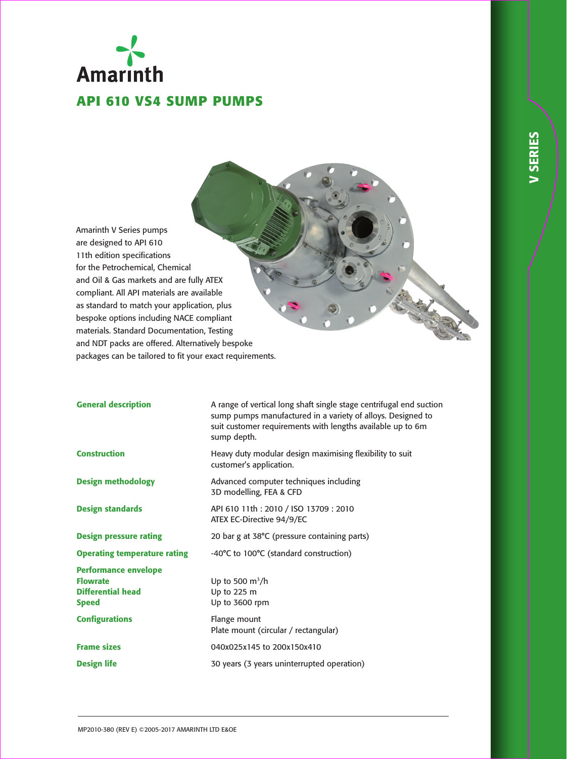# Amarinth

## API 610 VS4 SUMP PUMPS

V SERIES

Amarinth V Series pumps are designed to API 610 11th edition specifications for the Petrochemical, Chemical and Oil & Gas markets and are fully ATEX compliant. All API materials are available as standard to match your application, plus bespoke options including NACE compliant materials. Standard Documentation, Testing and NDT packs are offered. Alternatively bespoke packages can be tailored to fit your exact requirements.

| | |
|---|---|
| **General description** | A range of vertical long shaft single stage centrifugal end suction sump pumps manufactured in a variety of alloys. Designed to suit customer requirements with lengths available up to 6m sump depth. |
| **Construction** | Heavy duty modular design maximising flexibility to suit customer's application. |
| **Design methodology** | Advanced computer techniques including 3D modelling, FEA & CFD |
| **Design standards** | API 610 11th : 2010 / ISO 13709 : 2010<br>ATEX EC-Directive 94/9/EC |
| **Design pressure rating** | 20 bar g at 38°C (pressure containing parts) |
| **Operating temperature rating** | -40°C to 100°C (standard construction) |
| **Performance envelope** | |
| **Flowrate** | Up to 500 $m^3/h$ |
| **Differential head** | Up to 225 m |
| **Speed** | Up to 3600 rpm |
| **Configurations** | Flange mount<br>Plate mount (circular / rectangular) |
| **Frame sizes** | 040x025x145 to 200x150x410 |
| **Design life** | 30 years (3 years uninterrupted operation) |

MP2010-380 (REV E) ©2005-2017 AMARINTH LTD E&OE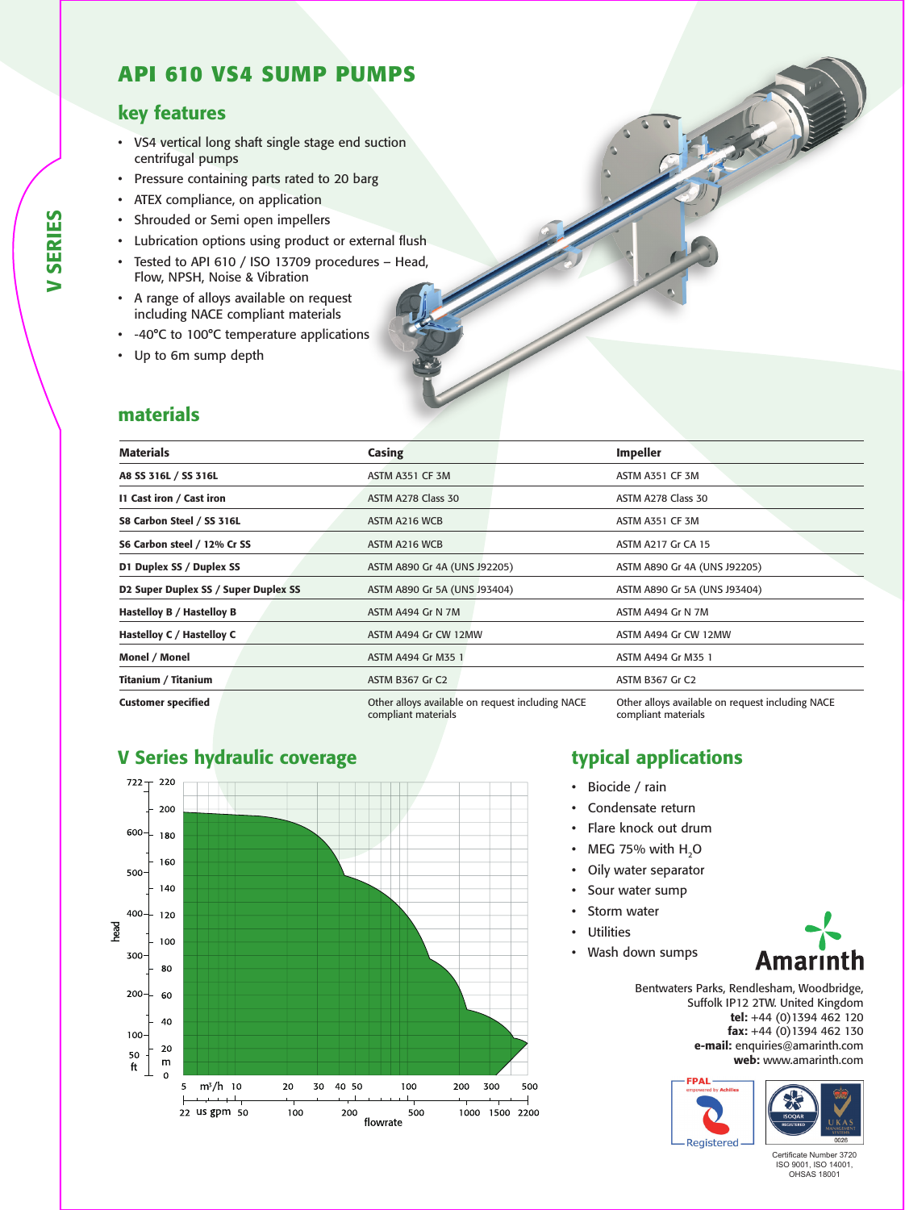V SERIES

# API 610 VS4 SUMP PUMPS

## key features

- VS4 vertical long shaft single stage end suction centrifugal pumps
- Pressure containing parts rated to 20 barg
- ATEX compliance, on application
- Shrouded or Semi open impellers
- Lubrication options using product or external flush
- Tested to API 610 / ISO 13709 procedures – Head, Flow, NPSH, Noise & Vibration
- A range of alloys available on request including NACE compliant materials
- -40°C to 100°C temperature applications
- Up to 6m sump depth

## materials

| Materials | Casing | Impeller |
|---|---|---|
| **A8 SS 316L / SS 316L** | ASTM A351 CF 3M | ASTM A351 CF 3M |
| **I1 Cast iron / Cast iron** | ASTM A278 Class 30 | ASTM A278 Class 30 |
| **S8 Carbon Steel / SS 316L** | ASTM A216 WCB | ASTM A351 CF 3M |
| **S6 Carbon steel / 12% Cr SS** | ASTM A216 WCB | ASTM A217 Gr CA 15 |
| **D1 Duplex SS / Duplex SS** | ASTM A890 Gr 4A (UNS J92205) | ASTM A890 Gr 4A (UNS J92205) |
| **D2 Super Duplex SS / Super Duplex SS** | ASTM A890 Gr 5A (UNS J93404) | ASTM A890 Gr 5A (UNS J93404) |
| **Hastelloy B / Hastelloy B** | ASTM A494 Gr N 7M | ASTM A494 Gr N 7M |
| **Hastelloy C / Hastelloy C** | ASTM A494 Gr CW 12MW | ASTM A494 Gr CW 12MW |
| **Monel / Monel** | ASTM A494 Gr M35 1 | ASTM A494 Gr M35 1 |
| **Titanium / Titanium** | ASTM B367 Gr C2 | ASTM B367 Gr C2 |
| **Customer specified** | Other alloys available on request including NACE compliant materials | Other alloys available on request including NACE compliant materials |

## V Series hydraulic coverage

head
ft: 722, 600, 500, 400, 300, 200, 100, 50
m: 220, 200, 180, 160, 140, 120, 100, 80, 60, 40, 20, 0

m³/h: 5, 10, 20, 30, 40, 50, 100, 200, 300, 500
us gpm: 22, 50, 100, 200, 500, 1000, 1500, 2200
flowrate

## typical applications

- Biocide / rain
- Condensate return
- Flare knock out drum
- MEG 75% with $H_2O$
- Oily water separator
- Sour water sump
- Storm water
- Utilities
- Wash down sumps

Amarinth

Bentwaters Parks, Rendlesham, Woodbridge,
Suffolk IP12 2TW. United Kingdom
**tel:** +44 (0)1394 462 120
**fax:** +44 (0)1394 462 130
**e-mail:** enquiries@amarinth.com
**web:** www.amarinth.com

FPAL empowered by Achilles Registered

ISOQAR REGISTERED UKAS MANAGEMENT SYSTEMS 0026

Certificate Number 3720
ISO 9001, ISO 14001,
OHSAS 18001